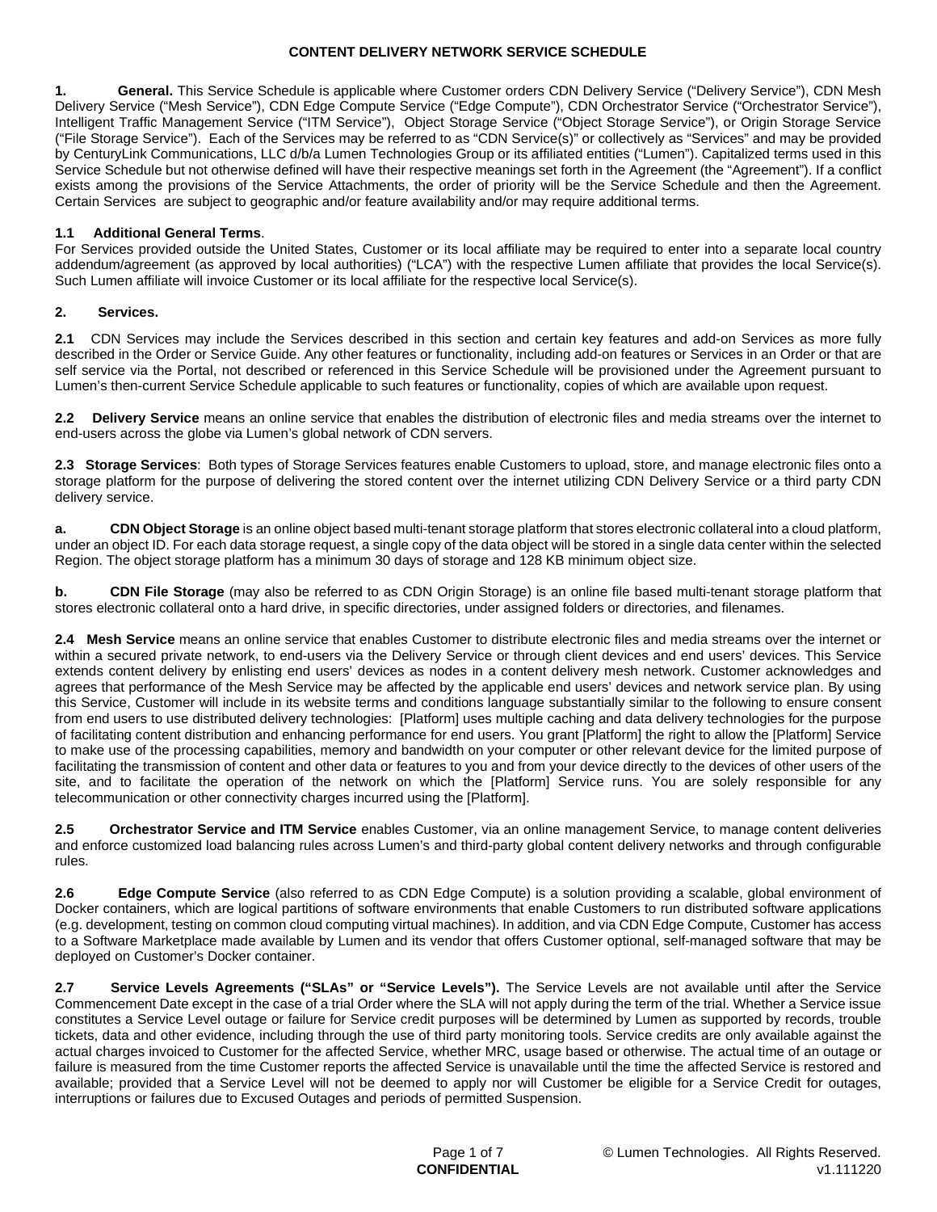# CONTENT DELIVERY NETWORK SERVICE SCHEDULE

**1. General.** This Service Schedule is applicable where Customer orders CDN Delivery Service ("Delivery Service"), CDN Mesh Delivery Service ("Mesh Service"), CDN Edge Compute Service ("Edge Compute"), CDN Orchestrator Service ("Orchestrator Service"), Intelligent Traffic Management Service ("ITM Service"), Object Storage Service ("Object Storage Service"), or Origin Storage Service ("File Storage Service"). Each of the Services may be referred to as "CDN Service(s)" or collectively as "Services" and may be provided by CenturyLink Communications, LLC d/b/a Lumen Technologies Group or its affiliated entities ("Lumen"). Capitalized terms used in this Service Schedule but not otherwise defined will have their respective meanings set forth in the Agreement (the "Agreement"). If a conflict exists among the provisions of the Service Attachments, the order of priority will be the Service Schedule and then the Agreement. Certain Services are subject to geographic and/or feature availability and/or may require additional terms.

**1.1 Additional General Terms**.
For Services provided outside the United States, Customer or its local affiliate may be required to enter into a separate local country addendum/agreement (as approved by local authorities) ("LCA") with the respective Lumen affiliate that provides the local Service(s). Such Lumen affiliate will invoice Customer or its local affiliate for the respective local Service(s).

**2. Services.**

**2.1** CDN Services may include the Services described in this section and certain key features and add-on Services as more fully described in the Order or Service Guide. Any other features or functionality, including add-on features or Services in an Order or that are self service via the Portal, not described or referenced in this Service Schedule will be provisioned under the Agreement pursuant to Lumen's then-current Service Schedule applicable to such features or functionality, copies of which are available upon request.

**2.2 Delivery Service** means an online service that enables the distribution of electronic files and media streams over the internet to end-users across the globe via Lumen's global network of CDN servers.

**2.3 Storage Services**: Both types of Storage Services features enable Customers to upload, store, and manage electronic files onto a storage platform for the purpose of delivering the stored content over the internet utilizing CDN Delivery Service or a third party CDN delivery service.

**a. CDN Object Storage** is an online object based multi-tenant storage platform that stores electronic collateral into a cloud platform, under an object ID. For each data storage request, a single copy of the data object will be stored in a single data center within the selected Region. The object storage platform has a minimum 30 days of storage and 128 KB minimum object size.

**b. CDN File Storage** (may also be referred to as CDN Origin Storage) is an online file based multi-tenant storage platform that stores electronic collateral onto a hard drive, in specific directories, under assigned folders or directories, and filenames.

**2.4 Mesh Service** means an online service that enables Customer to distribute electronic files and media streams over the internet or within a secured private network, to end-users via the Delivery Service or through client devices and end users' devices. This Service extends content delivery by enlisting end users' devices as nodes in a content delivery mesh network. Customer acknowledges and agrees that performance of the Mesh Service may be affected by the applicable end users' devices and network service plan. By using this Service, Customer will include in its website terms and conditions language substantially similar to the following to ensure consent from end users to use distributed delivery technologies: [Platform] uses multiple caching and data delivery technologies for the purpose of facilitating content distribution and enhancing performance for end users. You grant [Platform] the right to allow the [Platform] Service to make use of the processing capabilities, memory and bandwidth on your computer or other relevant device for the limited purpose of facilitating the transmission of content and other data or features to you and from your device directly to the devices of other users of the site, and to facilitate the operation of the network on which the [Platform] Service runs. You are solely responsible for any telecommunication or other connectivity charges incurred using the [Platform].

**2.5 Orchestrator Service and ITM Service** enables Customer, via an online management Service, to manage content deliveries and enforce customized load balancing rules across Lumen's and third-party global content delivery networks and through configurable rules.

**2.6 Edge Compute Service** (also referred to as CDN Edge Compute) is a solution providing a scalable, global environment of Docker containers, which are logical partitions of software environments that enable Customers to run distributed software applications (e.g. development, testing on common cloud computing virtual machines). In addition, and via CDN Edge Compute, Customer has access to a Software Marketplace made available by Lumen and its vendor that offers Customer optional, self-managed software that may be deployed on Customer's Docker container.

**2.7 Service Levels Agreements ("SLAs" or "Service Levels").** The Service Levels are not available until after the Service Commencement Date except in the case of a trial Order where the SLA will not apply during the term of the trial. Whether a Service issue constitutes a Service Level outage or failure for Service credit purposes will be determined by Lumen as supported by records, trouble tickets, data and other evidence, including through the use of third party monitoring tools. Service credits are only available against the actual charges invoiced to Customer for the affected Service, whether MRC, usage based or otherwise. The actual time of an outage or failure is measured from the time Customer reports the affected Service is unavailable until the time the affected Service is restored and available; provided that a Service Level will not be deemed to apply nor will Customer be eligible for a Service Credit for outages, interruptions or failures due to Excused Outages and periods of permitted Suspension.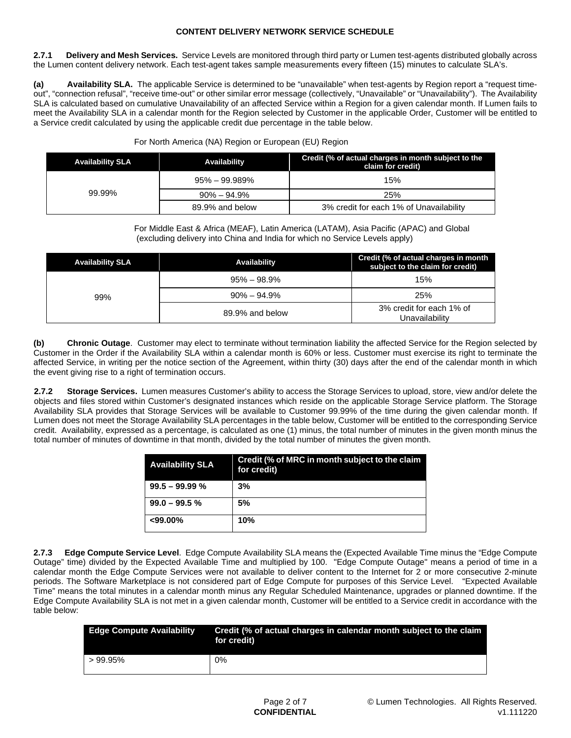**CONTENT DELIVERY NETWORK SERVICE SCHEDULE**

**2.7.1 Delivery and Mesh Services.** Service Levels are monitored through third party or Lumen test-agents distributed globally across the Lumen content delivery network. Each test-agent takes sample measurements every fifteen (15) minutes to calculate SLA's.

**(a) Availability SLA.** The applicable Service is determined to be "unavailable" when test-agents by Region report a "request time-out", "connection refusal", "receive time-out" or other similar error message (collectively, "Unavailable" or "Unavailability"). The Availability SLA is calculated based on cumulative Unavailability of an affected Service within a Region for a given calendar month. If Lumen fails to meet the Availability SLA in a calendar month for the Region selected by Customer in the applicable Order, Customer will be entitled to a Service credit calculated by using the applicable credit due percentage in the table below.

For North America (NA) Region or European (EU) Region

| Availability SLA | Availability | Credit (% of actual charges in month subject to the claim for credit) |
|---|---|---|
| 99.99% | 95% – 99.989% | 15% |
| | 90% – 94.9% | 25% |
| | 89.9% and below | 3% credit for each 1% of Unavailability |

For Middle East & Africa (MEAF), Latin America (LATAM), Asia Pacific (APAC) and Global (excluding delivery into China and India for which no Service Levels apply)

| Availability SLA | Availability | Credit (% of actual charges in month subject to the claim for credit) |
|---|---|---|
| 99% | 95% – 98.9% | 15% |
| | 90% – 94.9% | 25% |
| | 89.9% and below | 3% credit for each 1% of Unavailability |

**(b) Chronic Outage**. Customer may elect to terminate without termination liability the affected Service for the Region selected by Customer in the Order if the Availability SLA within a calendar month is 60% or less. Customer must exercise its right to terminate the affected Service, in writing per the notice section of the Agreement, within thirty (30) days after the end of the calendar month in which the event giving rise to a right of termination occurs.

**2.7.2 Storage Services.** Lumen measures Customer's ability to access the Storage Services to upload, store, view and/or delete the objects and files stored within Customer's designated instances which reside on the applicable Storage Service platform. The Storage Availability SLA provides that Storage Services will be available to Customer 99.99% of the time during the given calendar month. If Lumen does not meet the Storage Availability SLA percentages in the table below, Customer will be entitled to the corresponding Service credit. Availability, expressed as a percentage, is calculated as one (1) minus, the total number of minutes in the given month minus the total number of minutes of downtime in that month, divided by the total number of minutes the given month.

| Availability SLA | Credit (% of MRC in month subject to the claim for credit) |
|---|---|
| **99.5 – 99.99 %** | **3%** |
| **99.0 – 99.5 %** | **5%** |
| **<99.00%** | **10%** |

**2.7.3 Edge Compute Service Level**. Edge Compute Availability SLA means the (Expected Available Time minus the "Edge Compute Outage" time) divided by the Expected Available Time and multiplied by 100. "Edge Compute Outage" means a period of time in a calendar month the Edge Compute Services were not available to deliver content to the Internet for 2 or more consecutive 2-minute periods. The Software Marketplace is not considered part of Edge Compute for purposes of this Service Level. "Expected Available Time" means the total minutes in a calendar month minus any Regular Scheduled Maintenance, upgrades or planned downtime. If the Edge Compute Availability SLA is not met in a given calendar month, Customer will be entitled to a Service credit in accordance with the table below:

| Edge Compute Availability | Credit (% of actual charges in calendar month subject to the claim for credit) |
|---|---|
| > 99.95% | 0% |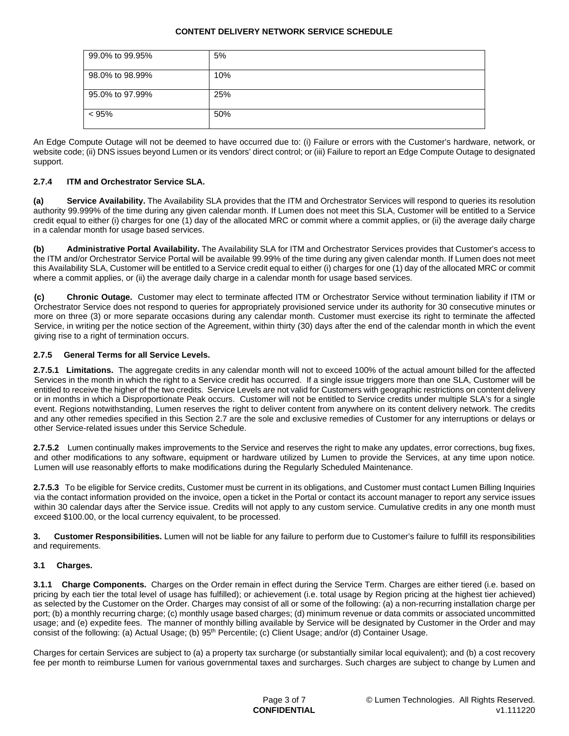| 99.0% to 99.95% | 5% |
|---|---|
| 98.0% to 98.99% | 10% |
| 95.0% to 97.99% | 25% |
| < 95% | 50% |

An Edge Compute Outage will not be deemed to have occurred due to: (i) Failure or errors with the Customer's hardware, network, or website code; (ii) DNS issues beyond Lumen or its vendors' direct control; or (iii) Failure to report an Edge Compute Outage to designated support.

**2.7.4 ITM and Orchestrator Service SLA.**

**(a) Service Availability.** The Availability SLA provides that the ITM and Orchestrator Services will respond to queries its resolution authority 99.999% of the time during any given calendar month. If Lumen does not meet this SLA, Customer will be entitled to a Service credit equal to either (i) charges for one (1) day of the allocated MRC or commit where a commit applies, or (ii) the average daily charge in a calendar month for usage based services.

**(b) Administrative Portal Availability.** The Availability SLA for ITM and Orchestrator Services provides that Customer's access to the ITM and/or Orchestrator Service Portal will be available 99.99% of the time during any given calendar month. If Lumen does not meet this Availability SLA, Customer will be entitled to a Service credit equal to either (i) charges for one (1) day of the allocated MRC or commit where a commit applies, or (ii) the average daily charge in a calendar month for usage based services.

**(c) Chronic Outage.** Customer may elect to terminate affected ITM or Orchestrator Service without termination liability if ITM or Orchestrator Service does not respond to queries for appropriately provisioned service under its authority for 30 consecutive minutes or more on three (3) or more separate occasions during any calendar month. Customer must exercise its right to terminate the affected Service, in writing per the notice section of the Agreement, within thirty (30) days after the end of the calendar month in which the event giving rise to a right of termination occurs.

**2.7.5 General Terms for all Service Levels.**

**2.7.5.1 Limitations.** The aggregate credits in any calendar month will not to exceed 100% of the actual amount billed for the affected Services in the month in which the right to a Service credit has occurred. If a single issue triggers more than one SLA, Customer will be entitled to receive the higher of the two credits. Service Levels are not valid for Customers with geographic restrictions on content delivery or in months in which a Disproportionate Peak occurs. Customer will not be entitled to Service credits under multiple SLA's for a single event. Regions notwithstanding, Lumen reserves the right to deliver content from anywhere on its content delivery network. The credits and any other remedies specified in this Section 2.7 are the sole and exclusive remedies of Customer for any interruptions or delays or other Service-related issues under this Service Schedule.

**2.7.5.2** Lumen continually makes improvements to the Service and reserves the right to make any updates, error corrections, bug fixes, and other modifications to any software, equipment or hardware utilized by Lumen to provide the Services, at any time upon notice. Lumen will use reasonably efforts to make modifications during the Regularly Scheduled Maintenance.

**2.7.5.3** To be eligible for Service credits, Customer must be current in its obligations, and Customer must contact Lumen Billing Inquiries via the contact information provided on the invoice, open a ticket in the Portal or contact its account manager to report any service issues within 30 calendar days after the Service issue. Credits will not apply to any custom service. Cumulative credits in any one month must exceed $100.00, or the local currency equivalent, to be processed.

**3. Customer Responsibilities.** Lumen will not be liable for any failure to perform due to Customer's failure to fulfill its responsibilities and requirements.

**3.1 Charges.**

**3.1.1 Charge Components.** Charges on the Order remain in effect during the Service Term. Charges are either tiered (i.e. based on pricing by each tier the total level of usage has fulfilled); or achievement (i.e. total usage by Region pricing at the highest tier achieved) as selected by the Customer on the Order. Charges may consist of all or some of the following: (a) a non-recurring installation charge per port; (b) a monthly recurring charge; (c) monthly usage based charges; (d) minimum revenue or data commits or associated uncommitted usage; and (e) expedite fees. The manner of monthly billing available by Service will be designated by Customer in the Order and may consist of the following: (a) Actual Usage; (b) 95th Percentile; (c) Client Usage; and/or (d) Container Usage.

Charges for certain Services are subject to (a) a property tax surcharge (or substantially similar local equivalent); and (b) a cost recovery fee per month to reimburse Lumen for various governmental taxes and surcharges. Such charges are subject to change by Lumen and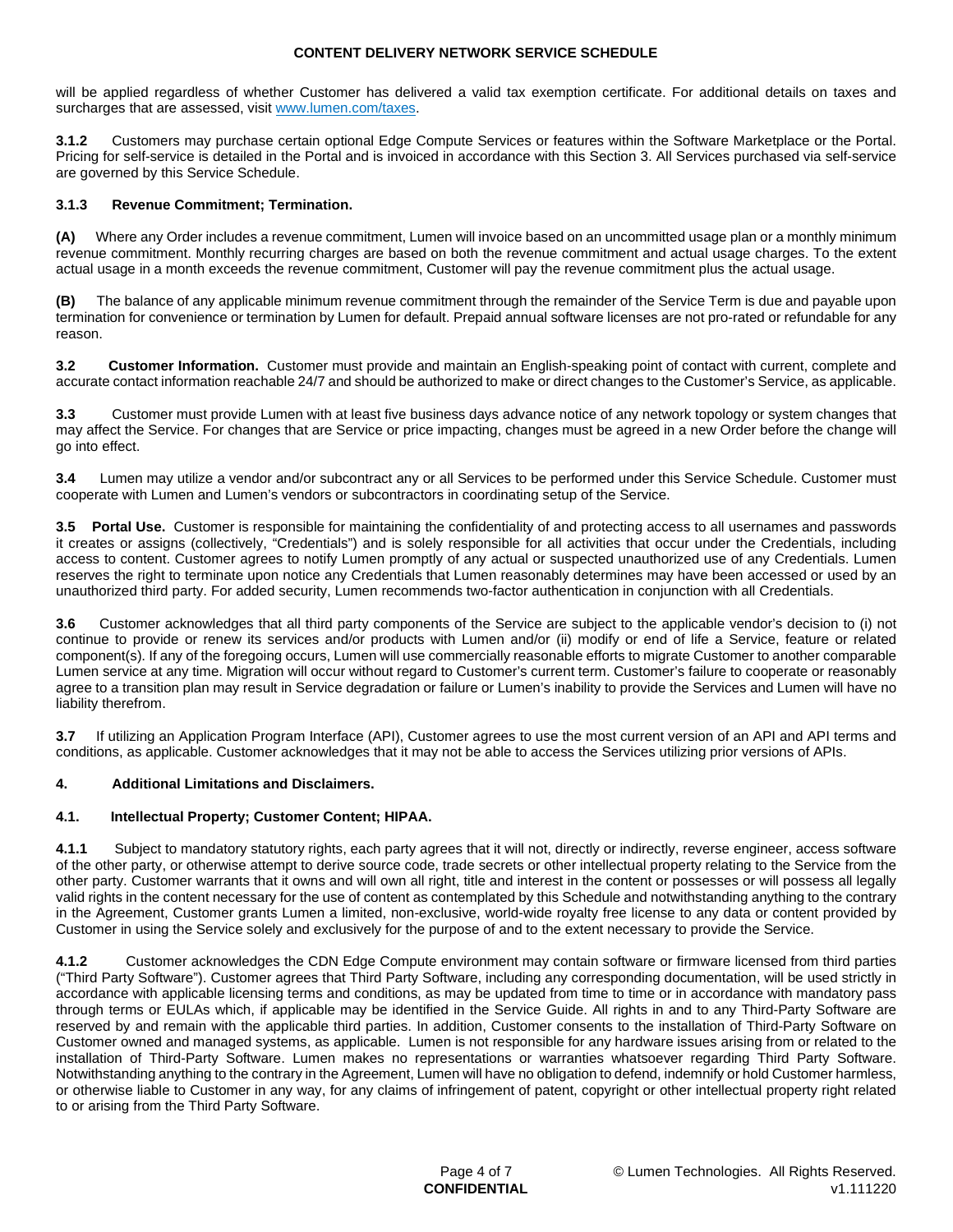will be applied regardless of whether Customer has delivered a valid tax exemption certificate. For additional details on taxes and surcharges that are assessed, visit www.lumen.com/taxes.

**3.1.2** Customers may purchase certain optional Edge Compute Services or features within the Software Marketplace or the Portal. Pricing for self-service is detailed in the Portal and is invoiced in accordance with this Section 3. All Services purchased via self-service are governed by this Service Schedule.

**3.1.3 Revenue Commitment; Termination.**

**(A)** Where any Order includes a revenue commitment, Lumen will invoice based on an uncommitted usage plan or a monthly minimum revenue commitment. Monthly recurring charges are based on both the revenue commitment and actual usage charges. To the extent actual usage in a month exceeds the revenue commitment, Customer will pay the revenue commitment plus the actual usage.

**(B)** The balance of any applicable minimum revenue commitment through the remainder of the Service Term is due and payable upon termination for convenience or termination by Lumen for default. Prepaid annual software licenses are not pro-rated or refundable for any reason.

**3.2 Customer Information.** Customer must provide and maintain an English-speaking point of contact with current, complete and accurate contact information reachable 24/7 and should be authorized to make or direct changes to the Customer's Service, as applicable.

**3.3** Customer must provide Lumen with at least five business days advance notice of any network topology or system changes that may affect the Service. For changes that are Service or price impacting, changes must be agreed in a new Order before the change will go into effect.

**3.4** Lumen may utilize a vendor and/or subcontract any or all Services to be performed under this Service Schedule. Customer must cooperate with Lumen and Lumen's vendors or subcontractors in coordinating setup of the Service.

**3.5 Portal Use.** Customer is responsible for maintaining the confidentiality of and protecting access to all usernames and passwords it creates or assigns (collectively, "Credentials") and is solely responsible for all activities that occur under the Credentials, including access to content. Customer agrees to notify Lumen promptly of any actual or suspected unauthorized use of any Credentials. Lumen reserves the right to terminate upon notice any Credentials that Lumen reasonably determines may have been accessed or used by an unauthorized third party. For added security, Lumen recommends two-factor authentication in conjunction with all Credentials.

**3.6** Customer acknowledges that all third party components of the Service are subject to the applicable vendor's decision to (i) not continue to provide or renew its services and/or products with Lumen and/or (ii) modify or end of life a Service, feature or related component(s). If any of the foregoing occurs, Lumen will use commercially reasonable efforts to migrate Customer to another comparable Lumen service at any time. Migration will occur without regard to Customer's current term. Customer's failure to cooperate or reasonably agree to a transition plan may result in Service degradation or failure or Lumen's inability to provide the Services and Lumen will have no liability therefrom.

**3.7** If utilizing an Application Program Interface (API), Customer agrees to use the most current version of an API and API terms and conditions, as applicable. Customer acknowledges that it may not be able to access the Services utilizing prior versions of APIs.

**4. Additional Limitations and Disclaimers.**

**4.1. Intellectual Property; Customer Content; HIPAA.**

**4.1.1** Subject to mandatory statutory rights, each party agrees that it will not, directly or indirectly, reverse engineer, access software of the other party, or otherwise attempt to derive source code, trade secrets or other intellectual property relating to the Service from the other party. Customer warrants that it owns and will own all right, title and interest in the content or possesses or will possess all legally valid rights in the content necessary for the use of content as contemplated by this Schedule and notwithstanding anything to the contrary in the Agreement, Customer grants Lumen a limited, non-exclusive, world-wide royalty free license to any data or content provided by Customer in using the Service solely and exclusively for the purpose of and to the extent necessary to provide the Service.

**4.1.2** Customer acknowledges the CDN Edge Compute environment may contain software or firmware licensed from third parties ("Third Party Software"). Customer agrees that Third Party Software, including any corresponding documentation, will be used strictly in accordance with applicable licensing terms and conditions, as may be updated from time to time or in accordance with mandatory pass through terms or EULAs which, if applicable may be identified in the Service Guide. All rights in and to any Third-Party Software are reserved by and remain with the applicable third parties. In addition, Customer consents to the installation of Third-Party Software on Customer owned and managed systems, as applicable. Lumen is not responsible for any hardware issues arising from or related to the installation of Third-Party Software. Lumen makes no representations or warranties whatsoever regarding Third Party Software. Notwithstanding anything to the contrary in the Agreement, Lumen will have no obligation to defend, indemnify or hold Customer harmless, or otherwise liable to Customer in any way, for any claims of infringement of patent, copyright or other intellectual property right related to or arising from the Third Party Software.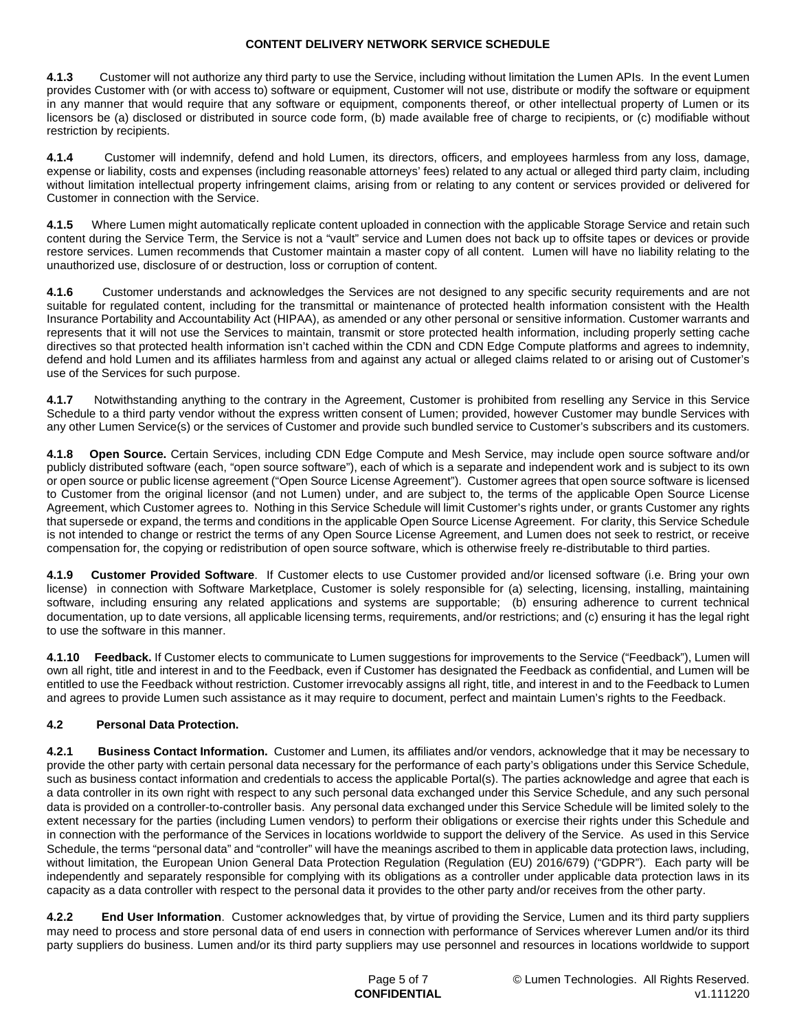**4.1.3** Customer will not authorize any third party to use the Service, including without limitation the Lumen APIs. In the event Lumen provides Customer with (or with access to) software or equipment, Customer will not use, distribute or modify the software or equipment in any manner that would require that any software or equipment, components thereof, or other intellectual property of Lumen or its licensors be (a) disclosed or distributed in source code form, (b) made available free of charge to recipients, or (c) modifiable without restriction by recipients.

**4.1.4** Customer will indemnify, defend and hold Lumen, its directors, officers, and employees harmless from any loss, damage, expense or liability, costs and expenses (including reasonable attorneys' fees) related to any actual or alleged third party claim, including without limitation intellectual property infringement claims, arising from or relating to any content or services provided or delivered for Customer in connection with the Service.

**4.1.5** Where Lumen might automatically replicate content uploaded in connection with the applicable Storage Service and retain such content during the Service Term, the Service is not a "vault" service and Lumen does not back up to offsite tapes or devices or provide restore services. Lumen recommends that Customer maintain a master copy of all content. Lumen will have no liability relating to the unauthorized use, disclosure of or destruction, loss or corruption of content.

**4.1.6** Customer understands and acknowledges the Services are not designed to any specific security requirements and are not suitable for regulated content, including for the transmittal or maintenance of protected health information consistent with the Health Insurance Portability and Accountability Act (HIPAA), as amended or any other personal or sensitive information. Customer warrants and represents that it will not use the Services to maintain, transmit or store protected health information, including properly setting cache directives so that protected health information isn't cached within the CDN and CDN Edge Compute platforms and agrees to indemnity, defend and hold Lumen and its affiliates harmless from and against any actual or alleged claims related to or arising out of Customer's use of the Services for such purpose.

**4.1.7** Notwithstanding anything to the contrary in the Agreement, Customer is prohibited from reselling any Service in this Service Schedule to a third party vendor without the express written consent of Lumen; provided, however Customer may bundle Services with any other Lumen Service(s) or the services of Customer and provide such bundled service to Customer's subscribers and its customers.

**4.1.8 Open Source.** Certain Services, including CDN Edge Compute and Mesh Service, may include open source software and/or publicly distributed software (each, "open source software"), each of which is a separate and independent work and is subject to its own or open source or public license agreement ("Open Source License Agreement"). Customer agrees that open source software is licensed to Customer from the original licensor (and not Lumen) under, and are subject to, the terms of the applicable Open Source License Agreement, which Customer agrees to. Nothing in this Service Schedule will limit Customer's rights under, or grants Customer any rights that supersede or expand, the terms and conditions in the applicable Open Source License Agreement. For clarity, this Service Schedule is not intended to change or restrict the terms of any Open Source License Agreement, and Lumen does not seek to restrict, or receive compensation for, the copying or redistribution of open source software, which is otherwise freely re-distributable to third parties.

**4.1.9 Customer Provided Software**. If Customer elects to use Customer provided and/or licensed software (i.e. Bring your own license) in connection with Software Marketplace, Customer is solely responsible for (a) selecting, licensing, installing, maintaining software, including ensuring any related applications and systems are supportable; (b) ensuring adherence to current technical documentation, up to date versions, all applicable licensing terms, requirements, and/or restrictions; and (c) ensuring it has the legal right to use the software in this manner.

**4.1.10 Feedback.** If Customer elects to communicate to Lumen suggestions for improvements to the Service ("Feedback"), Lumen will own all right, title and interest in and to the Feedback, even if Customer has designated the Feedback as confidential, and Lumen will be entitled to use the Feedback without restriction. Customer irrevocably assigns all right, title, and interest in and to the Feedback to Lumen and agrees to provide Lumen such assistance as it may require to document, perfect and maintain Lumen's rights to the Feedback.

**4.2 Personal Data Protection.**

**4.2.1 Business Contact Information.** Customer and Lumen, its affiliates and/or vendors, acknowledge that it may be necessary to provide the other party with certain personal data necessary for the performance of each party's obligations under this Service Schedule, such as business contact information and credentials to access the applicable Portal(s). The parties acknowledge and agree that each is a data controller in its own right with respect to any such personal data exchanged under this Service Schedule, and any such personal data is provided on a controller-to-controller basis. Any personal data exchanged under this Service Schedule will be limited solely to the extent necessary for the parties (including Lumen vendors) to perform their obligations or exercise their rights under this Schedule and in connection with the performance of the Services in locations worldwide to support the delivery of the Service. As used in this Service Schedule, the terms "personal data" and "controller" will have the meanings ascribed to them in applicable data protection laws, including, without limitation, the European Union General Data Protection Regulation (Regulation (EU) 2016/679) ("GDPR"). Each party will be independently and separately responsible for complying with its obligations as a controller under applicable data protection laws in its capacity as a data controller with respect to the personal data it provides to the other party and/or receives from the other party.

**4.2.2 End User Information**. Customer acknowledges that, by virtue of providing the Service, Lumen and its third party suppliers may need to process and store personal data of end users in connection with performance of Services wherever Lumen and/or its third party suppliers do business. Lumen and/or its third party suppliers may use personnel and resources in locations worldwide to support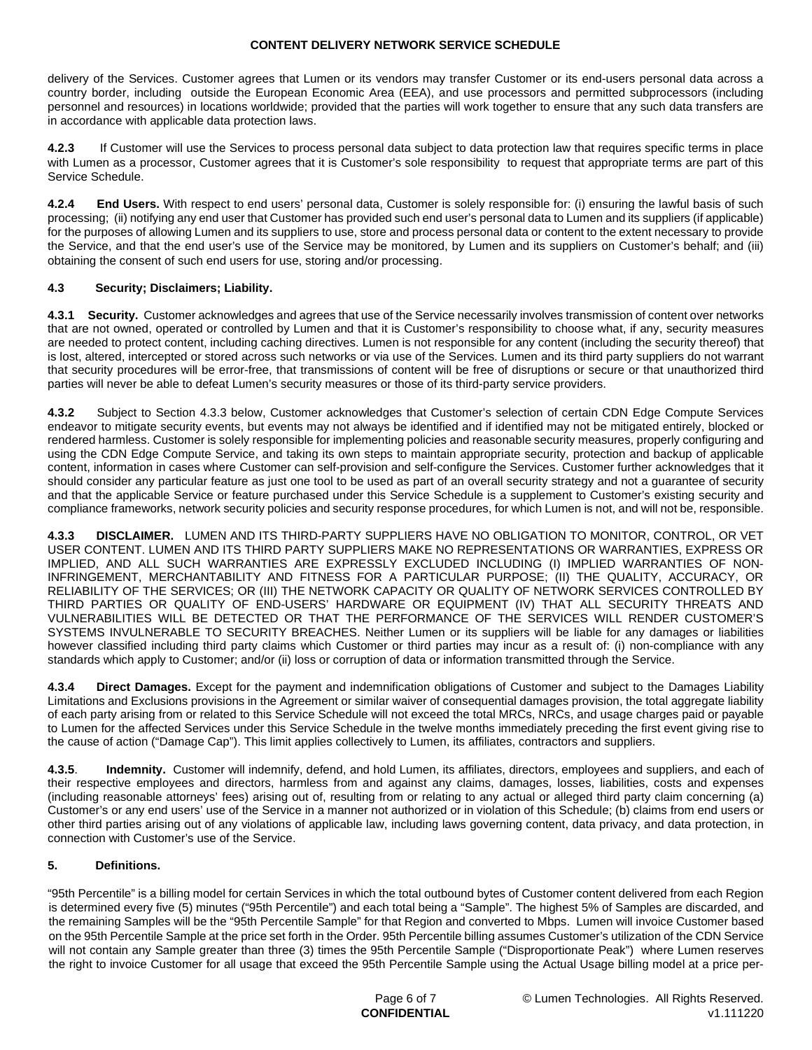delivery of the Services. Customer agrees that Lumen or its vendors may transfer Customer or its end-users personal data across a country border, including outside the European Economic Area (EEA), and use processors and permitted subprocessors (including personnel and resources) in locations worldwide; provided that the parties will work together to ensure that any such data transfers are in accordance with applicable data protection laws.

**4.2.3** If Customer will use the Services to process personal data subject to data protection law that requires specific terms in place with Lumen as a processor, Customer agrees that it is Customer's sole responsibility to request that appropriate terms are part of this Service Schedule.

**4.2.4 End Users.** With respect to end users' personal data, Customer is solely responsible for: (i) ensuring the lawful basis of such processing; (ii) notifying any end user that Customer has provided such end user's personal data to Lumen and its suppliers (if applicable) for the purposes of allowing Lumen and its suppliers to use, store and process personal data or content to the extent necessary to provide the Service, and that the end user's use of the Service may be monitored, by Lumen and its suppliers on Customer's behalf; and (iii) obtaining the consent of such end users for use, storing and/or processing.

**4.3 Security; Disclaimers; Liability.**

**4.3.1 Security.** Customer acknowledges and agrees that use of the Service necessarily involves transmission of content over networks that are not owned, operated or controlled by Lumen and that it is Customer's responsibility to choose what, if any, security measures are needed to protect content, including caching directives. Lumen is not responsible for any content (including the security thereof) that is lost, altered, intercepted or stored across such networks or via use of the Services. Lumen and its third party suppliers do not warrant that security procedures will be error-free, that transmissions of content will be free of disruptions or secure or that unauthorized third parties will never be able to defeat Lumen's security measures or those of its third-party service providers.

**4.3.2** Subject to Section 4.3.3 below, Customer acknowledges that Customer's selection of certain CDN Edge Compute Services endeavor to mitigate security events, but events may not always be identified and if identified may not be mitigated entirely, blocked or rendered harmless. Customer is solely responsible for implementing policies and reasonable security measures, properly configuring and using the CDN Edge Compute Service, and taking its own steps to maintain appropriate security, protection and backup of applicable content, information in cases where Customer can self-provision and self-configure the Services. Customer further acknowledges that it should consider any particular feature as just one tool to be used as part of an overall security strategy and not a guarantee of security and that the applicable Service or feature purchased under this Service Schedule is a supplement to Customer's existing security and compliance frameworks, network security policies and security response procedures, for which Lumen is not, and will not be, responsible.

**4.3.3 DISCLAIMER.** LUMEN AND ITS THIRD-PARTY SUPPLIERS HAVE NO OBLIGATION TO MONITOR, CONTROL, OR VET USER CONTENT. LUMEN AND ITS THIRD PARTY SUPPLIERS MAKE NO REPRESENTATIONS OR WARRANTIES, EXPRESS OR IMPLIED, AND ALL SUCH WARRANTIES ARE EXPRESSLY EXCLUDED INCLUDING (I) IMPLIED WARRANTIES OF NON-INFRINGEMENT, MERCHANTABILITY AND FITNESS FOR A PARTICULAR PURPOSE; (II) THE QUALITY, ACCURACY, OR RELIABILITY OF THE SERVICES; OR (III) THE NETWORK CAPACITY OR QUALITY OF NETWORK SERVICES CONTROLLED BY THIRD PARTIES OR QUALITY OF END-USERS' HARDWARE OR EQUIPMENT (IV) THAT ALL SECURITY THREATS AND VULNERABILITIES WILL BE DETECTED OR THAT THE PERFORMANCE OF THE SERVICES WILL RENDER CUSTOMER'S SYSTEMS INVULNERABLE TO SECURITY BREACHES. Neither Lumen or its suppliers will be liable for any damages or liabilities however classified including third party claims which Customer or third parties may incur as a result of: (i) non-compliance with any standards which apply to Customer; and/or (ii) loss or corruption of data or information transmitted through the Service.

**4.3.4 Direct Damages.** Except for the payment and indemnification obligations of Customer and subject to the Damages Liability Limitations and Exclusions provisions in the Agreement or similar waiver of consequential damages provision, the total aggregate liability of each party arising from or related to this Service Schedule will not exceed the total MRCs, NRCs, and usage charges paid or payable to Lumen for the affected Services under this Service Schedule in the twelve months immediately preceding the first event giving rise to the cause of action ("Damage Cap"). This limit applies collectively to Lumen, its affiliates, contractors and suppliers.

**4.3.5**. **Indemnity.** Customer will indemnify, defend, and hold Lumen, its affiliates, directors, employees and suppliers, and each of their respective employees and directors, harmless from and against any claims, damages, losses, liabilities, costs and expenses (including reasonable attorneys' fees) arising out of, resulting from or relating to any actual or alleged third party claim concerning (a) Customer's or any end users' use of the Service in a manner not authorized or in violation of this Schedule; (b) claims from end users or other third parties arising out of any violations of applicable law, including laws governing content, data privacy, and data protection, in connection with Customer's use of the Service.

**5. Definitions.**

"95th Percentile" is a billing model for certain Services in which the total outbound bytes of Customer content delivered from each Region is determined every five (5) minutes ("95th Percentile") and each total being a "Sample". The highest 5% of Samples are discarded, and the remaining Samples will be the "95th Percentile Sample" for that Region and converted to Mbps. Lumen will invoice Customer based on the 95th Percentile Sample at the price set forth in the Order. 95th Percentile billing assumes Customer's utilization of the CDN Service will not contain any Sample greater than three (3) times the 95th Percentile Sample ("Disproportionate Peak") where Lumen reserves the right to invoice Customer for all usage that exceed the 95th Percentile Sample using the Actual Usage billing model at a price per-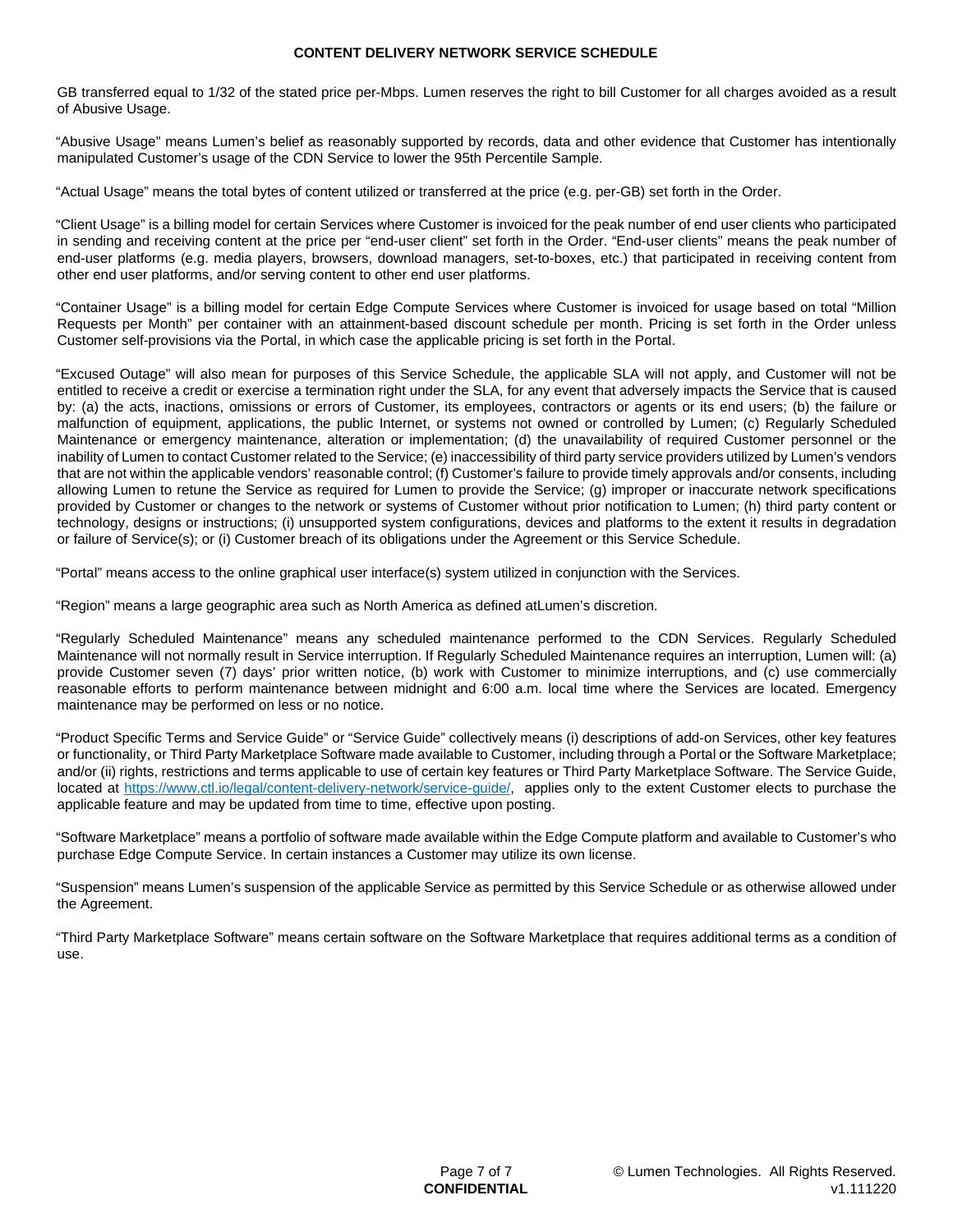GB transferred equal to 1/32 of the stated price per-Mbps. Lumen reserves the right to bill Customer for all charges avoided as a result of Abusive Usage.

"Abusive Usage" means Lumen's belief as reasonably supported by records, data and other evidence that Customer has intentionally manipulated Customer's usage of the CDN Service to lower the 95th Percentile Sample.

"Actual Usage" means the total bytes of content utilized or transferred at the price (e.g. per-GB) set forth in the Order.

"Client Usage" is a billing model for certain Services where Customer is invoiced for the peak number of end user clients who participated in sending and receiving content at the price per "end-user client" set forth in the Order. "End-user clients" means the peak number of end-user platforms (e.g. media players, browsers, download managers, set-to-boxes, etc.) that participated in receiving content from other end user platforms, and/or serving content to other end user platforms.

"Container Usage" is a billing model for certain Edge Compute Services where Customer is invoiced for usage based on total "Million Requests per Month" per container with an attainment-based discount schedule per month. Pricing is set forth in the Order unless Customer self-provisions via the Portal, in which case the applicable pricing is set forth in the Portal.

"Excused Outage" will also mean for purposes of this Service Schedule, the applicable SLA will not apply, and Customer will not be entitled to receive a credit or exercise a termination right under the SLA, for any event that adversely impacts the Service that is caused by: (a) the acts, inactions, omissions or errors of Customer, its employees, contractors or agents or its end users; (b) the failure or malfunction of equipment, applications, the public Internet, or systems not owned or controlled by Lumen; (c) Regularly Scheduled Maintenance or emergency maintenance, alteration or implementation; (d) the unavailability of required Customer personnel or the inability of Lumen to contact Customer related to the Service; (e) inaccessibility of third party service providers utilized by Lumen's vendors that are not within the applicable vendors' reasonable control; (f) Customer's failure to provide timely approvals and/or consents, including allowing Lumen to retune the Service as required for Lumen to provide the Service; (g) improper or inaccurate network specifications provided by Customer or changes to the network or systems of Customer without prior notification to Lumen; (h) third party content or technology, designs or instructions; (i) unsupported system configurations, devices and platforms to the extent it results in degradation or failure of Service(s); or (i) Customer breach of its obligations under the Agreement or this Service Schedule.

"Portal" means access to the online graphical user interface(s) system utilized in conjunction with the Services.

"Region" means a large geographic area such as North America as defined atLumen's discretion.

"Regularly Scheduled Maintenance" means any scheduled maintenance performed to the CDN Services. Regularly Scheduled Maintenance will not normally result in Service interruption. If Regularly Scheduled Maintenance requires an interruption, Lumen will: (a) provide Customer seven (7) days' prior written notice, (b) work with Customer to minimize interruptions, and (c) use commercially reasonable efforts to perform maintenance between midnight and 6:00 a.m. local time where the Services are located. Emergency maintenance may be performed on less or no notice.

"Product Specific Terms and Service Guide" or "Service Guide" collectively means (i) descriptions of add-on Services, other key features or functionality, or Third Party Marketplace Software made available to Customer, including through a Portal or the Software Marketplace; and/or (ii) rights, restrictions and terms applicable to use of certain key features or Third Party Marketplace Software. The Service Guide, located at https://www.ctl.io/legal/content-delivery-network/service-guide/, applies only to the extent Customer elects to purchase the applicable feature and may be updated from time to time, effective upon posting.

"Software Marketplace" means a portfolio of software made available within the Edge Compute platform and available to Customer's who purchase Edge Compute Service. In certain instances a Customer may utilize its own license.

"Suspension" means Lumen's suspension of the applicable Service as permitted by this Service Schedule or as otherwise allowed under the Agreement.

"Third Party Marketplace Software" means certain software on the Software Marketplace that requires additional terms as a condition of use.